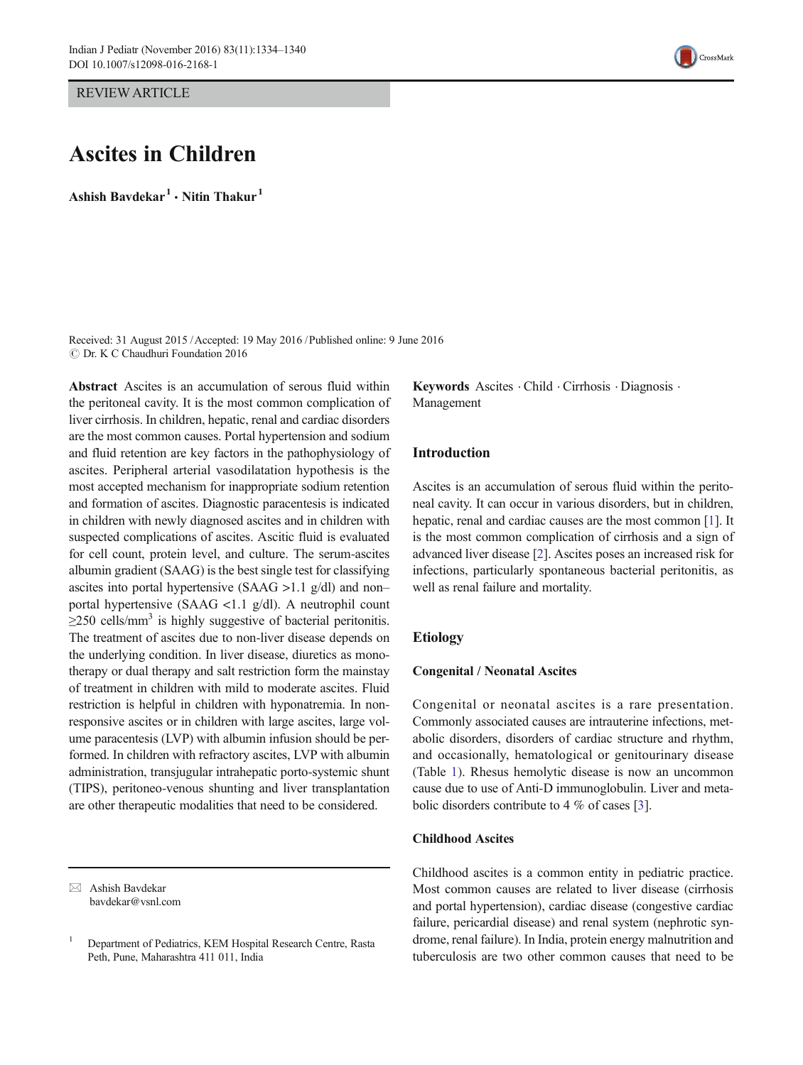REVIEW ARTICLE

# Ascites in Children

**Ashish Bavdekar**[1] **· Nitin Thakur**[1]

Received: 31 August 2015 / Accepted: 19 May 2016 / Published online: 9 June 2016
© Dr. K C Chaudhuri Foundation 2016

**Abstract** Ascites is an accumulation of serous fluid within the peritoneal cavity. It is the most common complication of liver cirrhosis. In children, hepatic, renal and cardiac disorders are the most common causes. Portal hypertension and sodium and fluid retention are key factors in the pathophysiology of ascites. Peripheral arterial vasodilatation hypothesis is the most accepted mechanism for inappropriate sodium retention and formation of ascites. Diagnostic paracentesis is indicated in children with newly diagnosed ascites and in children with suspected complications of ascites. Ascitic fluid is evaluated for cell count, protein level, and culture. The serum-ascites albumin gradient (SAAG) is the best single test for classifying ascites into portal hypertensive (SAAG >1.1 g/dl) and non–portal hypertensive (SAAG <1.1 g/dl). A neutrophil count ≥250 cells/mm$^3$ is highly suggestive of bacterial peritonitis. The treatment of ascites due to non-liver disease depends on the underlying condition. In liver disease, diuretics as monotherapy or dual therapy and salt restriction form the mainstay of treatment in children with mild to moderate ascites. Fluid restriction is helpful in children with hyponatremia. In non-responsive ascites or in children with large ascites, large volume paracentesis (LVP) with albumin infusion should be performed. In children with refractory ascites, LVP with albumin administration, transjugular intrahepatic porto-systemic shunt (TIPS), peritoneo-venous shunting and liver transplantation are other therapeutic modalities that need to be considered.

**Keywords** Ascites · Child · Cirrhosis · Diagnosis · Management

✉ Ashish Bavdekar
bavdekar@vsnl.com

[1] Department of Pediatrics, KEM Hospital Research Centre, Rasta Peth, Pune, Maharashtra 411 011, India

## Introduction

Ascites is an accumulation of serous fluid within the peritoneal cavity. It can occur in various disorders, but in children, hepatic, renal and cardiac causes are the most common [1]. It is the most common complication of cirrhosis and a sign of advanced liver disease [2]. Ascites poses an increased risk for infections, particularly spontaneous bacterial peritonitis, as well as renal failure and mortality.

## Etiology

### Congenital / Neonatal Ascites

Congenital or neonatal ascites is a rare presentation. Commonly associated causes are intrauterine infections, metabolic disorders, disorders of cardiac structure and rhythm, and occasionally, hematological or genitourinary disease (Table 1). Rhesus hemolytic disease is now an uncommon cause due to use of Anti-D immunoglobulin. Liver and metabolic disorders contribute to 4 % of cases [3].

### Childhood Ascites

Childhood ascites is a common entity in pediatric practice. Most common causes are related to liver disease (cirrhosis and portal hypertension), cardiac disease (congestive cardiac failure, pericardial disease) and renal system (nephrotic syndrome, renal failure). In India, protein energy malnutrition and tuberculosis are two other common causes that need to be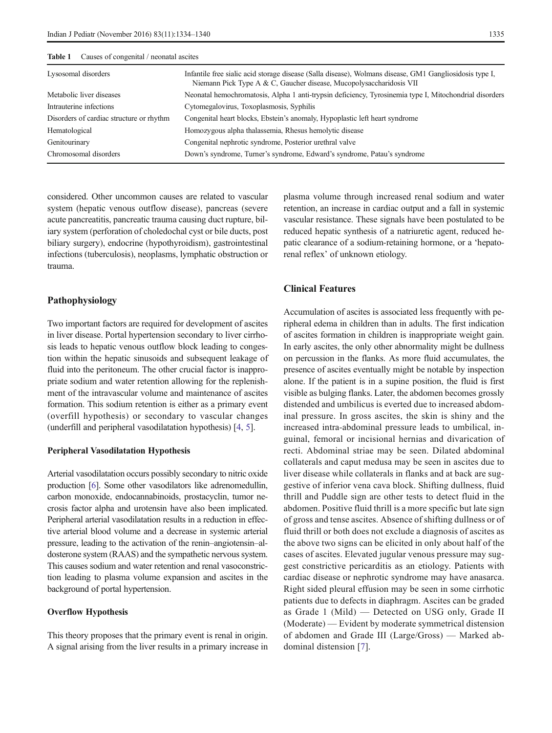**Table 1** Causes of congenital / neonatal ascites

| | |
|---|---|
| Lysosomal disorders | Infantile free sialic acid storage disease (Salla disease), Wolmans disease, GM1 Gangliosidosis type I, Niemann Pick Type A & C, Gaucher disease, Mucopolysaccharidosis VII |
| Metabolic liver diseases | Neonatal hemochromatosis, Alpha 1 anti-trypsin deficiency, Tyrosinemia type I, Mitochondrial disorders |
| Intrauterine infections | Cytomegalovirus, Toxoplasmosis, Syphilis |
| Disorders of cardiac structure or rhythm | Congenital heart blocks, Ebstein's anomaly, Hypoplastic left heart syndrome |
| Hematological | Homozygous alpha thalassemia, Rhesus hemolytic disease |
| Genitourinary | Congenital nephrotic syndrome, Posterior urethral valve |
| Chromosomal disorders | Down's syndrome, Turner's syndrome, Edward's syndrome, Patau's syndrome |

considered. Other uncommon causes are related to vascular system (hepatic venous outflow disease), pancreas (severe acute pancreatitis, pancreatic trauma causing duct rupture, biliary system (perforation of choledochal cyst or bile ducts, post biliary surgery), endocrine (hypothyroidism), gastrointestinal infections (tuberculosis), neoplasms, lymphatic obstruction or trauma.

## Pathophysiology

Two important factors are required for development of ascites in liver disease. Portal hypertension secondary to liver cirrhosis leads to hepatic venous outflow block leading to congestion within the hepatic sinusoids and subsequent leakage of fluid into the peritoneum. The other crucial factor is inappropriate sodium and water retention allowing for the replenishment of the intravascular volume and maintenance of ascites formation. This sodium retention is either as a primary event (overfill hypothesis) or secondary to vascular changes (underfill and peripheral vasodilatation hypothesis) [4, 5].

### Peripheral Vasodilatation Hypothesis

Arterial vasodilatation occurs possibly secondary to nitric oxide production [6]. Some other vasodilators like adrenomedullin, carbon monoxide, endocannabinoids, prostacyclin, tumor necrosis factor alpha and urotensin have also been implicated. Peripheral arterial vasodilatation results in a reduction in effective arterial blood volume and a decrease in systemic arterial pressure, leading to the activation of the renin–angiotensin–aldosterone system (RAAS) and the sympathetic nervous system. This causes sodium and water retention and renal vasoconstriction leading to plasma volume expansion and ascites in the background of portal hypertension.

### Overflow Hypothesis

This theory proposes that the primary event is renal in origin. A signal arising from the liver results in a primary increase in plasma volume through increased renal sodium and water retention, an increase in cardiac output and a fall in systemic vascular resistance. These signals have been postulated to be reduced hepatic synthesis of a natriuretic agent, reduced hepatic clearance of a sodium-retaining hormone, or a 'hepatorenal reflex' of unknown etiology.

## Clinical Features

Accumulation of ascites is associated less frequently with peripheral edema in children than in adults. The first indication of ascites formation in children is inappropriate weight gain. In early ascites, the only other abnormality might be dullness on percussion in the flanks. As more fluid accumulates, the presence of ascites eventually might be notable by inspection alone. If the patient is in a supine position, the fluid is first visible as bulging flanks. Later, the abdomen becomes grossly distended and umbilicus is everted due to increased abdominal pressure. In gross ascites, the skin is shiny and the increased intra-abdominal pressure leads to umbilical, inguinal, femoral or incisional hernias and divarication of recti. Abdominal striae may be seen. Dilated abdominal collaterals and caput medusa may be seen in ascites due to liver disease while collaterals in flanks and at back are suggestive of inferior vena cava block. Shifting dullness, fluid thrill and Puddle sign are other tests to detect fluid in the abdomen. Positive fluid thrill is a more specific but late sign of gross and tense ascites. Absence of shifting dullness or of fluid thrill or both does not exclude a diagnosis of ascites as the above two signs can be elicited in only about half of the cases of ascites. Elevated jugular venous pressure may suggest constrictive pericarditis as an etiology. Patients with cardiac disease or nephrotic syndrome may have anasarca. Right sided pleural effusion may be seen in some cirrhotic patients due to defects in diaphragm. Ascites can be graded as Grade 1 (Mild) — Detected on USG only, Grade II (Moderate) — Evident by moderate symmetrical distension of abdomen and Grade III (Large/Gross) — Marked abdominal distension [7].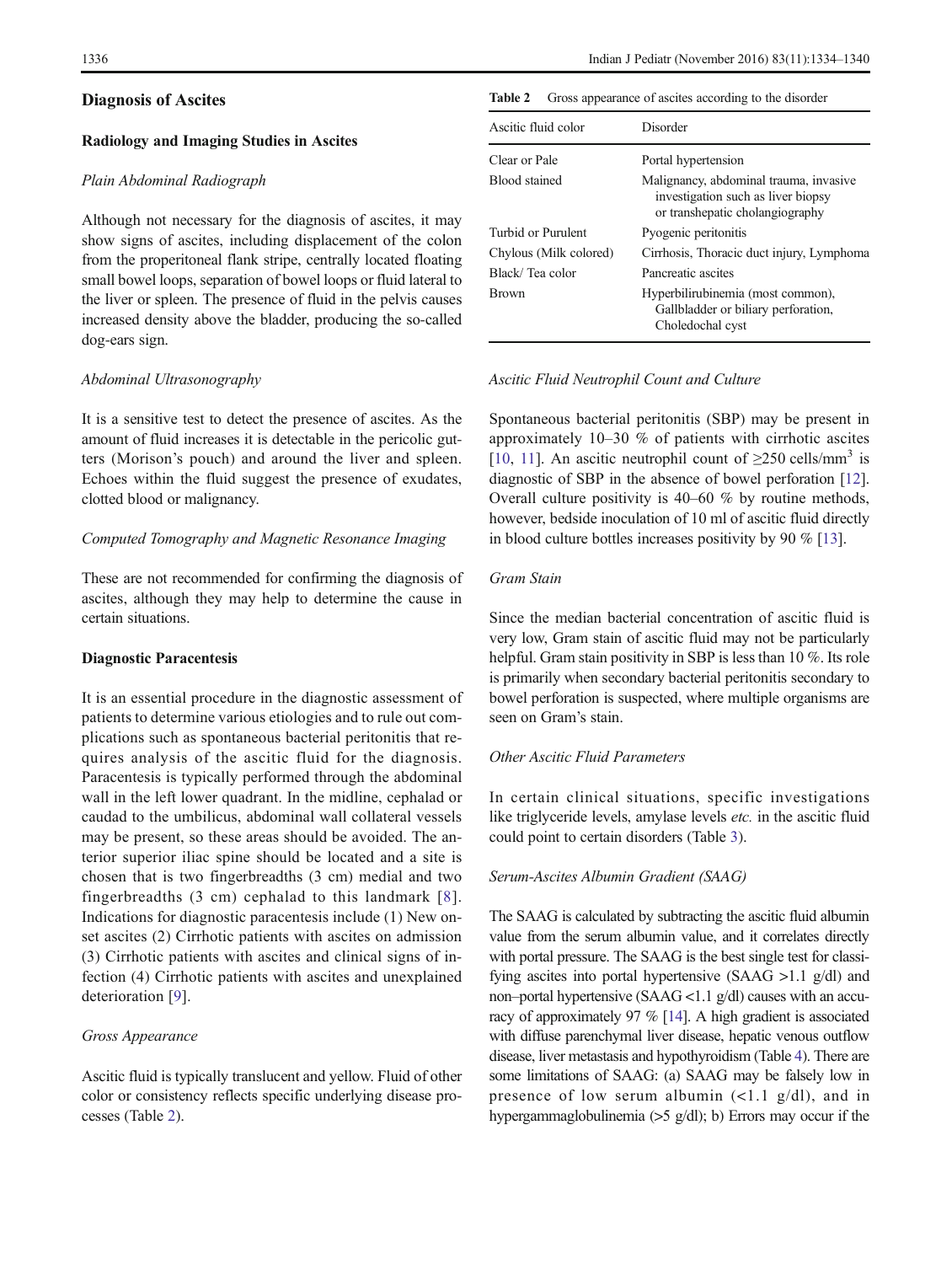## Diagnosis of Ascites

### Radiology and Imaging Studies in Ascites

*Plain Abdominal Radiograph*

Although not necessary for the diagnosis of ascites, it may show signs of ascites, including displacement of the colon from the properitoneal flank stripe, centrally located floating small bowel loops, separation of bowel loops or fluid lateral to the liver or spleen. The presence of fluid in the pelvis causes increased density above the bladder, producing the so-called dog-ears sign.

*Abdominal Ultrasonography*

It is a sensitive test to detect the presence of ascites. As the amount of fluid increases it is detectable in the pericolic gutters (Morison's pouch) and around the liver and spleen. Echoes within the fluid suggest the presence of exudates, clotted blood or malignancy.

*Computed Tomography and Magnetic Resonance Imaging*

These are not recommended for confirming the diagnosis of ascites, although they may help to determine the cause in certain situations.

### Diagnostic Paracentesis

It is an essential procedure in the diagnostic assessment of patients to determine various etiologies and to rule out complications such as spontaneous bacterial peritonitis that requires analysis of the ascitic fluid for the diagnosis. Paracentesis is typically performed through the abdominal wall in the left lower quadrant. In the midline, cephalad or caudad to the umbilicus, abdominal wall collateral vessels may be present, so these areas should be avoided. The anterior superior iliac spine should be located and a site is chosen that is two fingerbreadths (3 cm) medial and two fingerbreadths (3 cm) cephalad to this landmark [8]. Indications for diagnostic paracentesis include (1) New onset ascites (2) Cirrhotic patients with ascites on admission (3) Cirrhotic patients with ascites and clinical signs of infection (4) Cirrhotic patients with ascites and unexplained deterioration [9].

*Gross Appearance*

Ascitic fluid is typically translucent and yellow. Fluid of other color or consistency reflects specific underlying disease processes (Table 2).

**Table 2** Gross appearance of ascites according to the disorder

| Ascitic fluid color | Disorder |
|---|---|
| Clear or Pale | Portal hypertension |
| Blood stained | Malignancy, abdominal trauma, invasive investigation such as liver biopsy or transhepatic cholangiography |
| Turbid or Purulent | Pyogenic peritonitis |
| Chylous (Milk colored) | Cirrhosis, Thoracic duct injury, Lymphoma |
| Black/ Tea color | Pancreatic ascites |
| Brown | Hyperbilirubinemia (most common), Gallbladder or biliary perforation, Choledochal cyst |

*Ascitic Fluid Neutrophil Count and Culture*

Spontaneous bacterial peritonitis (SBP) may be present in approximately 10–30 % of patients with cirrhotic ascites [10, 11]. An ascitic neutrophil count of $\geq$250 cells/mm$^3$ is diagnostic of SBP in the absence of bowel perforation [12]. Overall culture positivity is 40–60 % by routine methods, however, bedside inoculation of 10 ml of ascitic fluid directly in blood culture bottles increases positivity by 90 % [13].

*Gram Stain*

Since the median bacterial concentration of ascitic fluid is very low, Gram stain of ascitic fluid may not be particularly helpful. Gram stain positivity in SBP is less than 10 %. Its role is primarily when secondary bacterial peritonitis secondary to bowel perforation is suspected, where multiple organisms are seen on Gram's stain.

*Other Ascitic Fluid Parameters*

In certain clinical situations, specific investigations like triglyceride levels, amylase levels *etc.* in the ascitic fluid could point to certain disorders (Table 3).

*Serum-Ascites Albumin Gradient (SAAG)*

The SAAG is calculated by subtracting the ascitic fluid albumin value from the serum albumin value, and it correlates directly with portal pressure. The SAAG is the best single test for classifying ascites into portal hypertensive (SAAG >1.1 g/dl) and non–portal hypertensive (SAAG <1.1 g/dl) causes with an accuracy of approximately 97 % [14]. A high gradient is associated with diffuse parenchymal liver disease, hepatic venous outflow disease, liver metastasis and hypothyroidism (Table 4). There are some limitations of SAAG: (a) SAAG may be falsely low in presence of low serum albumin (<1.1 g/dl), and in hypergammaglobulinemia (>5 g/dl); b) Errors may occur if the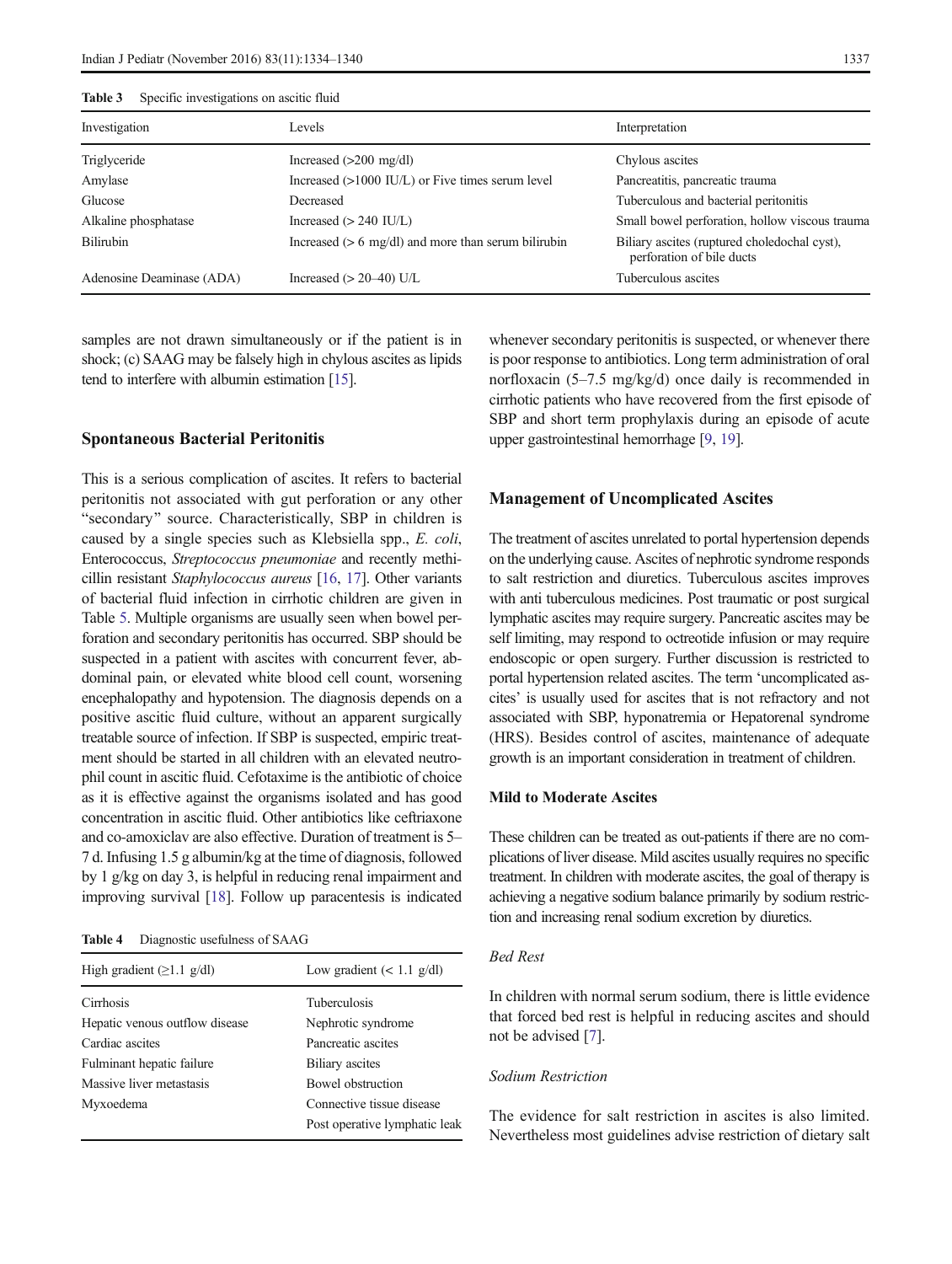Table 3 Specific investigations on ascitic fluid

| Investigation | Levels | Interpretation |
|---|---|---|
| Triglyceride | Increased (>200 mg/dl) | Chylous ascites |
| Amylase | Increased (>1000 IU/L) or Five times serum level | Pancreatitis, pancreatic trauma |
| Glucose | Decreased | Tuberculous and bacterial peritonitis |
| Alkaline phosphatase | Increased (> 240 IU/L) | Small bowel perforation, hollow viscous trauma |
| Bilirubin | Increased (> 6 mg/dl) and more than serum bilirubin | Biliary ascites (ruptured choledochal cyst), perforation of bile ducts |
| Adenosine Deaminase (ADA) | Increased (> 20–40) U/L | Tuberculous ascites |

samples are not drawn simultaneously or if the patient is in shock; (c) SAAG may be falsely high in chylous ascites as lipids tend to interfere with albumin estimation [15].

## Spontaneous Bacterial Peritonitis

This is a serious complication of ascites. It refers to bacterial peritonitis not associated with gut perforation or any other "secondary" source. Characteristically, SBP in children is caused by a single species such as Klebsiella spp., *E. coli*, Enterococcus, *Streptococcus pneumoniae* and recently methicillin resistant *Staphylococcus aureus* [16, 17]. Other variants of bacterial fluid infection in cirrhotic children are given in Table 5. Multiple organisms are usually seen when bowel perforation and secondary peritonitis has occurred. SBP should be suspected in a patient with ascites with concurrent fever, abdominal pain, or elevated white blood cell count, worsening encephalopathy and hypotension. The diagnosis depends on a positive ascitic fluid culture, without an apparent surgically treatable source of infection. If SBP is suspected, empiric treatment should be started in all children with an elevated neutrophil count in ascitic fluid. Cefotaxime is the antibiotic of choice as it is effective against the organisms isolated and has good concentration in ascitic fluid. Other antibiotics like ceftriaxone and co-amoxiclav are also effective. Duration of treatment is 5–7 d. Infusing 1.5 g albumin/kg at the time of diagnosis, followed by 1 g/kg on day 3, is helpful in reducing renal impairment and improving survival [18]. Follow up paracentesis is indicated whenever secondary peritonitis is suspected, or whenever there is poor response to antibiotics. Long term administration of oral norfloxacin (5–7.5 mg/kg/d) once daily is recommended in cirrhotic patients who have recovered from the first episode of SBP and short term prophylaxis during an episode of acute upper gastrointestinal hemorrhage [9, 19].

Table 4 Diagnostic usefulness of SAAG

| High gradient (≥1.1 g/dl) | Low gradient (< 1.1 g/dl) |
|---|---|
| Cirrhosis | Tuberculosis |
| Hepatic venous outflow disease | Nephrotic syndrome |
| Cardiac ascites | Pancreatic ascites |
| Fulminant hepatic failure | Biliary ascites |
| Massive liver metastasis | Bowel obstruction |
| Myxoedema | Connective tissue disease |
| | Post operative lymphatic leak |

## Management of Uncomplicated Ascites

The treatment of ascites unrelated to portal hypertension depends on the underlying cause. Ascites of nephrotic syndrome responds to salt restriction and diuretics. Tuberculous ascites improves with anti tuberculous medicines. Post traumatic or post surgical lymphatic ascites may require surgery. Pancreatic ascites may be self limiting, may respond to octreotide infusion or may require endoscopic or open surgery. Further discussion is restricted to portal hypertension related ascites. The term 'uncomplicated ascites' is usually used for ascites that is not refractory and not associated with SBP, hyponatremia or Hepatorenal syndrome (HRS). Besides control of ascites, maintenance of adequate growth is an important consideration in treatment of children.

### Mild to Moderate Ascites

These children can be treated as out-patients if there are no complications of liver disease. Mild ascites usually requires no specific treatment. In children with moderate ascites, the goal of therapy is achieving a negative sodium balance primarily by sodium restriction and increasing renal sodium excretion by diuretics.

#### *Bed Rest*

In children with normal serum sodium, there is little evidence that forced bed rest is helpful in reducing ascites and should not be advised [7].

#### *Sodium Restriction*

The evidence for salt restriction in ascites is also limited. Nevertheless most guidelines advise restriction of dietary salt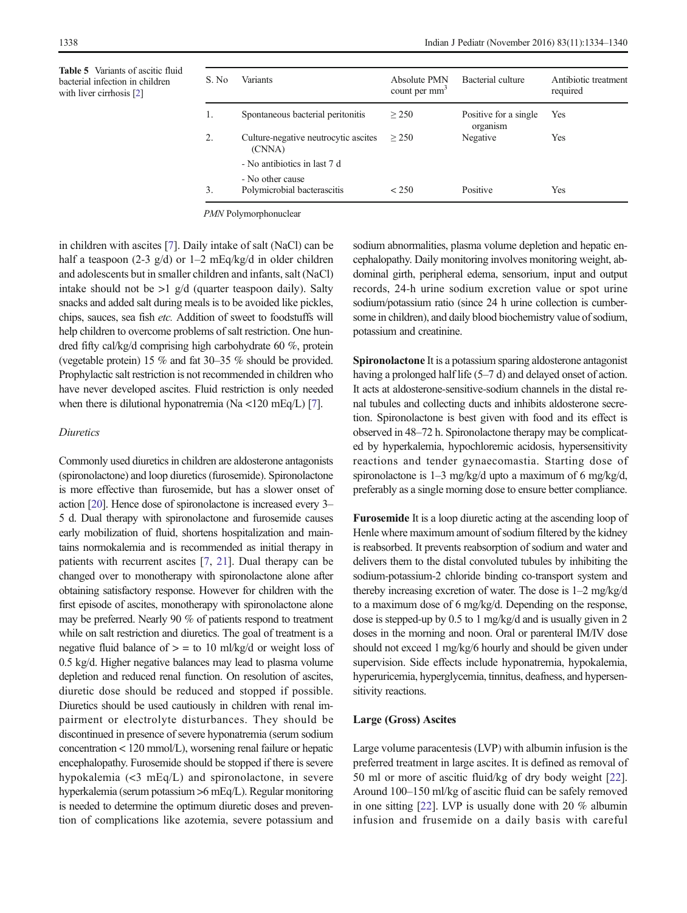**Table 5** Variants of ascitic fluid bacterial infection in children with liver cirrhosis [2]

| S. No | Variants | Absolute PMN count per mm$^3$ | Bacterial culture | Antibiotic treatment required |
|---|---|---|---|---|
| 1. | Spontaneous bacterial peritonitis | $\geq 250$ | Positive for a single organism | Yes |
| 2. | Culture-negative neutrocytic ascites (CNNA) - No antibiotics in last 7 d - No other cause | $\geq 250$ | Negative | Yes |
| 3. | Polymicrobial bacterascitis | $< 250$ | Positive | Yes |

*PMN* Polymorphonuclear

in children with ascites [7]. Daily intake of salt (NaCl) can be half a teaspoon (2-3 g/d) or 1–2 mEq/kg/d in older children and adolescents but in smaller children and infants, salt (NaCl) intake should not be >1 g/d (quarter teaspoon daily). Salty snacks and added salt during meals is to be avoided like pickles, chips, sauces, sea fish *etc.* Addition of sweet to foodstuffs will help children to overcome problems of salt restriction. One hundred fifty cal/kg/d comprising high carbohydrate 60 %, protein (vegetable protein) 15 % and fat 30–35 % should be provided. Prophylactic salt restriction is not recommended in children who have never developed ascites. Fluid restriction is only needed when there is dilutional hyponatremia (Na <120 mEq/L) [7].

*Diuretics*

Commonly used diuretics in children are aldosterone antagonists (spironolactone) and loop diuretics (furosemide). Spironolactone is more effective than furosemide, but has a slower onset of action [20]. Hence dose of spironolactone is increased every 3–5 d. Dual therapy with spironolactone and furosemide causes early mobilization of fluid, shortens hospitalization and maintains normokalemia and is recommended as initial therapy in patients with recurrent ascites [7, 21]. Dual therapy can be changed over to monotherapy with spironolactone alone after obtaining satisfactory response. However for children with the first episode of ascites, monotherapy with spironolactone alone may be preferred. Nearly 90 % of patients respond to treatment while on salt restriction and diuretics. The goal of treatment is a negative fluid balance of > = to 10 ml/kg/d or weight loss of 0.5 kg/d. Higher negative balances may lead to plasma volume depletion and reduced renal function. On resolution of ascites, diuretic dose should be reduced and stopped if possible. Diuretics should be used cautiously in children with renal impairment or electrolyte disturbances. They should be discontinued in presence of severe hyponatremia (serum sodium concentration < 120 mmol/L), worsening renal failure or hepatic encephalopathy. Furosemide should be stopped if there is severe hypokalemia (<3 mEq/L) and spironolactone, in severe hyperkalemia (serum potassium >6 mEq/L). Regular monitoring is needed to determine the optimum diuretic doses and prevention of complications like azotemia, severe potassium and sodium abnormalities, plasma volume depletion and hepatic encephalopathy. Daily monitoring involves monitoring weight, abdominal girth, peripheral edema, sensorium, input and output records, 24-h urine sodium excretion value or spot urine sodium/potassium ratio (since 24 h urine collection is cumbersome in children), and daily blood biochemistry value of sodium, potassium and creatinine.

**Spironolactone** It is a potassium sparing aldosterone antagonist having a prolonged half life (5–7 d) and delayed onset of action. It acts at aldosterone-sensitive-sodium channels in the distal renal tubules and collecting ducts and inhibits aldosterone secretion. Spironolactone is best given with food and its effect is observed in 48–72 h. Spironolactone therapy may be complicated by hyperkalemia, hypochloremic acidosis, hypersensitivity reactions and tender gynaecomastia. Starting dose of spironolactone is 1–3 mg/kg/d upto a maximum of 6 mg/kg/d, preferably as a single morning dose to ensure better compliance.

**Furosemide** It is a loop diuretic acting at the ascending loop of Henle where maximum amount of sodium filtered by the kidney is reabsorbed. It prevents reabsorption of sodium and water and delivers them to the distal convoluted tubules by inhibiting the sodium-potassium-2 chloride binding co-transport system and thereby increasing excretion of water. The dose is 1–2 mg/kg/d to a maximum dose of 6 mg/kg/d. Depending on the response, dose is stepped-up by 0.5 to 1 mg/kg/d and is usually given in 2 doses in the morning and noon. Oral or parenteral IM/IV dose should not exceed 1 mg/kg/6 hourly and should be given under supervision. Side effects include hyponatremia, hypokalemia, hyperuricemia, hyperglycemia, tinnitus, deafness, and hypersensitivity reactions.

### Large (Gross) Ascites

Large volume paracentesis (LVP) with albumin infusion is the preferred treatment in large ascites. It is defined as removal of 50 ml or more of ascitic fluid/kg of dry body weight [22]. Around 100–150 ml/kg of ascitic fluid can be safely removed in one sitting [22]. LVP is usually done with 20 % albumin infusion and frusemide on a daily basis with careful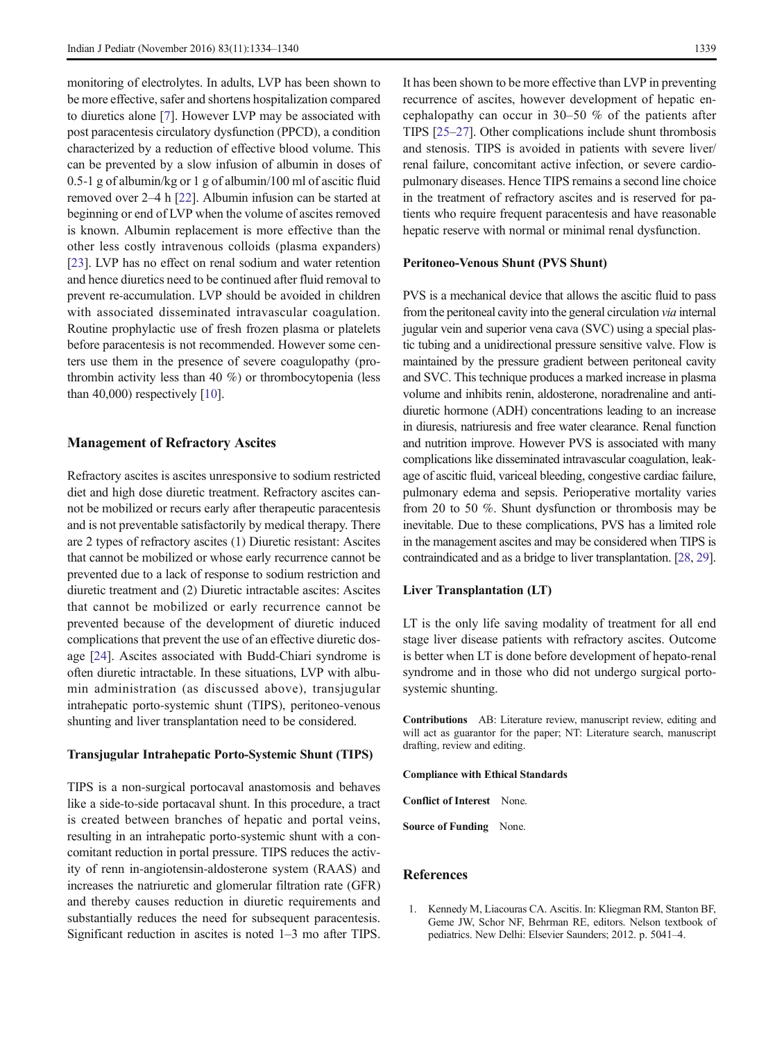monitoring of electrolytes. In adults, LVP has been shown to be more effective, safer and shortens hospitalization compared to diuretics alone [7]. However LVP may be associated with post paracentesis circulatory dysfunction (PPCD), a condition characterized by a reduction of effective blood volume. This can be prevented by a slow infusion of albumin in doses of 0.5-1 g of albumin/kg or 1 g of albumin/100 ml of ascitic fluid removed over 2–4 h [22]. Albumin infusion can be started at beginning or end of LVP when the volume of ascites removed is known. Albumin replacement is more effective than the other less costly intravenous colloids (plasma expanders) [23]. LVP has no effect on renal sodium and water retention and hence diuretics need to be continued after fluid removal to prevent re-accumulation. LVP should be avoided in children with associated disseminated intravascular coagulation. Routine prophylactic use of fresh frozen plasma or platelets before paracentesis is not recommended. However some centers use them in the presence of severe coagulopathy (prothrombin activity less than 40 %) or thrombocytopenia (less than 40,000) respectively [10].

## Management of Refractory Ascites

Refractory ascites is ascites unresponsive to sodium restricted diet and high dose diuretic treatment. Refractory ascites cannot be mobilized or recurs early after therapeutic paracentesis and is not preventable satisfactorily by medical therapy. There are 2 types of refractory ascites (1) Diuretic resistant: Ascites that cannot be mobilized or whose early recurrence cannot be prevented due to a lack of response to sodium restriction and diuretic treatment and (2) Diuretic intractable ascites: Ascites that cannot be mobilized or early recurrence cannot be prevented because of the development of diuretic induced complications that prevent the use of an effective diuretic dosage [24]. Ascites associated with Budd-Chiari syndrome is often diuretic intractable. In these situations, LVP with albumin administration (as discussed above), transjugular intrahepatic porto-systemic shunt (TIPS), peritoneo-venous shunting and liver transplantation need to be considered.

### Transjugular Intrahepatic Porto-Systemic Shunt (TIPS)

TIPS is a non-surgical portocaval anastomosis and behaves like a side-to-side portacaval shunt. In this procedure, a tract is created between branches of hepatic and portal veins, resulting in an intrahepatic porto-systemic shunt with a concomitant reduction in portal pressure. TIPS reduces the activity of renn in-angiotensin-aldosterone system (RAAS) and increases the natriuretic and glomerular filtration rate (GFR) and thereby causes reduction in diuretic requirements and substantially reduces the need for subsequent paracentesis. Significant reduction in ascites is noted 1–3 mo after TIPS. It has been shown to be more effective than LVP in preventing recurrence of ascites, however development of hepatic encephalopathy can occur in 30–50 % of the patients after TIPS [25–27]. Other complications include shunt thrombosis and stenosis. TIPS is avoided in patients with severe liver/renal failure, concomitant active infection, or severe cardiopulmonary diseases. Hence TIPS remains a second line choice in the treatment of refractory ascites and is reserved for patients who require frequent paracentesis and have reasonable hepatic reserve with normal or minimal renal dysfunction.

### Peritoneo-Venous Shunt (PVS Shunt)

PVS is a mechanical device that allows the ascitic fluid to pass from the peritoneal cavity into the general circulation *via* internal jugular vein and superior vena cava (SVC) using a special plastic tubing and a unidirectional pressure sensitive valve. Flow is maintained by the pressure gradient between peritoneal cavity and SVC. This technique produces a marked increase in plasma volume and inhibits renin, aldosterone, noradrenaline and antidiuretic hormone (ADH) concentrations leading to an increase in diuresis, natriuresis and free water clearance. Renal function and nutrition improve. However PVS is associated with many complications like disseminated intravascular coagulation, leakage of ascitic fluid, variceal bleeding, congestive cardiac failure, pulmonary edema and sepsis. Perioperative mortality varies from 20 to 50 %. Shunt dysfunction or thrombosis may be inevitable. Due to these complications, PVS has a limited role in the management ascites and may be considered when TIPS is contraindicated and as a bridge to liver transplantation. [28, 29].

### Liver Transplantation (LT)

LT is the only life saving modality of treatment for all end stage liver disease patients with refractory ascites. Outcome is better when LT is done before development of hepato-renal syndrome and in those who did not undergo surgical porto-systemic shunting.

**Contributions** AB: Literature review, manuscript review, editing and will act as guarantor for the paper; NT: Literature search, manuscript drafting, review and editing.

**Compliance with Ethical Standards**

**Conflict of Interest** None.

**Source of Funding** None.

## References

1. Kennedy M, Liacouras CA. Ascitis. In: Kliegman RM, Stanton BF, Geme JW, Schor NF, Behrman RE, editors. Nelson textbook of pediatrics. New Delhi: Elsevier Saunders; 2012. p. 5041–4.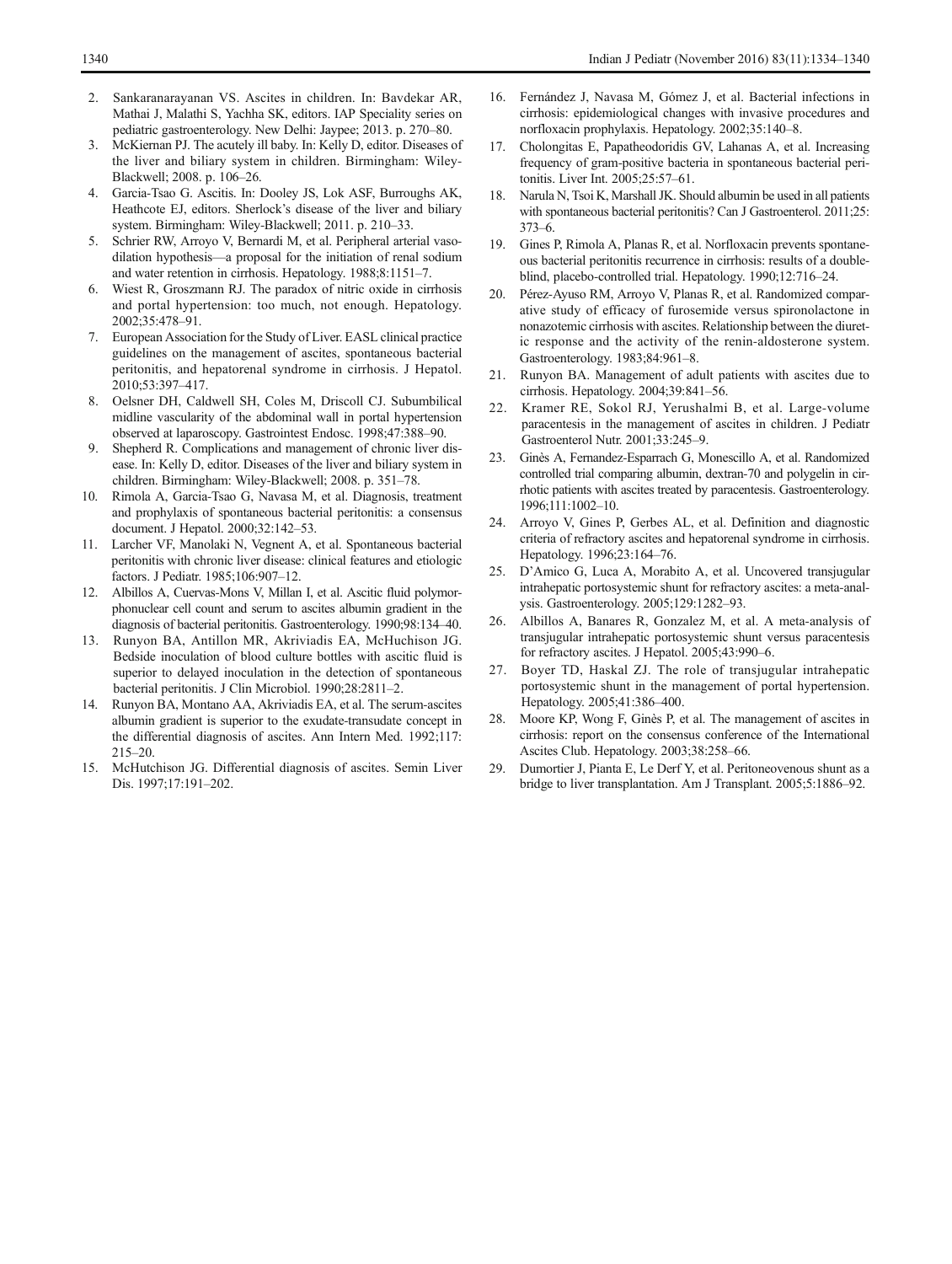2. Sankaranarayanan VS. Ascites in children. In: Bavdekar AR, Mathai J, Malathi S, Yachha SK, editors. IAP Speciality series on pediatric gastroenterology. New Delhi: Jaypee; 2013. p. 270–80.
3. McKiernan PJ. The acutely ill baby. In: Kelly D, editor. Diseases of the liver and biliary system in children. Birmingham: Wiley-Blackwell; 2008. p. 106–26.
4. Garcia-Tsao G. Ascitis. In: Dooley JS, Lok ASF, Burroughs AK, Heathcote EJ, editors. Sherlock's disease of the liver and biliary system. Birmingham: Wiley-Blackwell; 2011. p. 210–33.
5. Schrier RW, Arroyo V, Bernardi M, et al. Peripheral arterial vasodilation hypothesis—a proposal for the initiation of renal sodium and water retention in cirrhosis. Hepatology. 1988;8:1151–7.
6. Wiest R, Groszmann RJ. The paradox of nitric oxide in cirrhosis and portal hypertension: too much, not enough. Hepatology. 2002;35:478–91.
7. European Association for the Study of Liver. EASL clinical practice guidelines on the management of ascites, spontaneous bacterial peritonitis, and hepatorenal syndrome in cirrhosis. J Hepatol. 2010;53:397–417.
8. Oelsner DH, Caldwell SH, Coles M, Driscoll CJ. Subumbilical midline vascularity of the abdominal wall in portal hypertension observed at laparoscopy. Gastrointest Endosc. 1998;47:388–90.
9. Shepherd R. Complications and management of chronic liver disease. In: Kelly D, editor. Diseases of the liver and biliary system in children. Birmingham: Wiley-Blackwell; 2008. p. 351–78.
10. Rimola A, Garcia-Tsao G, Navasa M, et al. Diagnosis, treatment and prophylaxis of spontaneous bacterial peritonitis: a consensus document. J Hepatol. 2000;32:142–53.
11. Larcher VF, Manolaki N, Vegnent A, et al. Spontaneous bacterial peritonitis with chronic liver disease: clinical features and etiologic factors. J Pediatr. 1985;106:907–12.
12. Albillos A, Cuervas-Mons V, Millan I, et al. Ascitic fluid polymorphonuclear cell count and serum to ascites albumin gradient in the diagnosis of bacterial peritonitis. Gastroenterology. 1990;98:134–40.
13. Runyon BA, Antillon MR, Akriviadis EA, McHuchison JG. Bedside inoculation of blood culture bottles with ascitic fluid is superior to delayed inoculation in the detection of spontaneous bacterial peritonitis. J Clin Microbiol. 1990;28:2811–2.
14. Runyon BA, Montano AA, Akriviadis EA, et al. The serum-ascites albumin gradient is superior to the exudate-transudate concept in the differential diagnosis of ascites. Ann Intern Med. 1992;117: 215–20.
15. McHutchison JG. Differential diagnosis of ascites. Semin Liver Dis. 1997;17:191–202.
16. Fernández J, Navasa M, Gómez J, et al. Bacterial infections in cirrhosis: epidemiological changes with invasive procedures and norfloxacin prophylaxis. Hepatology. 2002;35:140–8.
17. Cholongitas E, Papatheodoridis GV, Lahanas A, et al. Increasing frequency of gram-positive bacteria in spontaneous bacterial peritonitis. Liver Int. 2005;25:57–61.
18. Narula N, Tsoi K, Marshall JK. Should albumin be used in all patients with spontaneous bacterial peritonitis? Can J Gastroenterol. 2011;25: 373–6.
19. Gines P, Rimola A, Planas R, et al. Norfloxacin prevents spontaneous bacterial peritonitis recurrence in cirrhosis: results of a double-blind, placebo-controlled trial. Hepatology. 1990;12:716–24.
20. Pérez-Ayuso RM, Arroyo V, Planas R, et al. Randomized comparative study of efficacy of furosemide versus spironolactone in nonazotemic cirrhosis with ascites. Relationship between the diuretic response and the activity of the renin-aldosterone system. Gastroenterology. 1983;84:961–8.
21. Runyon BA. Management of adult patients with ascites due to cirrhosis. Hepatology. 2004;39:841–56.
22. Kramer RE, Sokol RJ, Yerushalmi B, et al. Large-volume paracentesis in the management of ascites in children. J Pediatr Gastroenterol Nutr. 2001;33:245–9.
23. Ginès A, Fernandez-Esparrach G, Monescillo A, et al. Randomized controlled trial comparing albumin, dextran-70 and polygelin in cirrhotic patients with ascites treated by paracentesis. Gastroenterology. 1996;111:1002–10.
24. Arroyo V, Gines P, Gerbes AL, et al. Definition and diagnostic criteria of refractory ascites and hepatorenal syndrome in cirrhosis. Hepatology. 1996;23:164–76.
25. D'Amico G, Luca A, Morabito A, et al. Uncovered transjugular intrahepatic portosystemic shunt for refractory ascites: a meta-analysis. Gastroenterology. 2005;129:1282–93.
26. Albillos A, Banares R, Gonzalez M, et al. A meta-analysis of transjugular intrahepatic portosystemic shunt versus paracentesis for refractory ascites. J Hepatol. 2005;43:990–6.
27. Boyer TD, Haskal ZJ. The role of transjugular intrahepatic portosystemic shunt in the management of portal hypertension. Hepatology. 2005;41:386–400.
28. Moore KP, Wong F, Ginès P, et al. The management of ascites in cirrhosis: report on the consensus conference of the International Ascites Club. Hepatology. 2003;38:258–66.
29. Dumortier J, Pianta E, Le Derf Y, et al. Peritoneovenous shunt as a bridge to liver transplantation. Am J Transplant. 2005;5:1886–92.